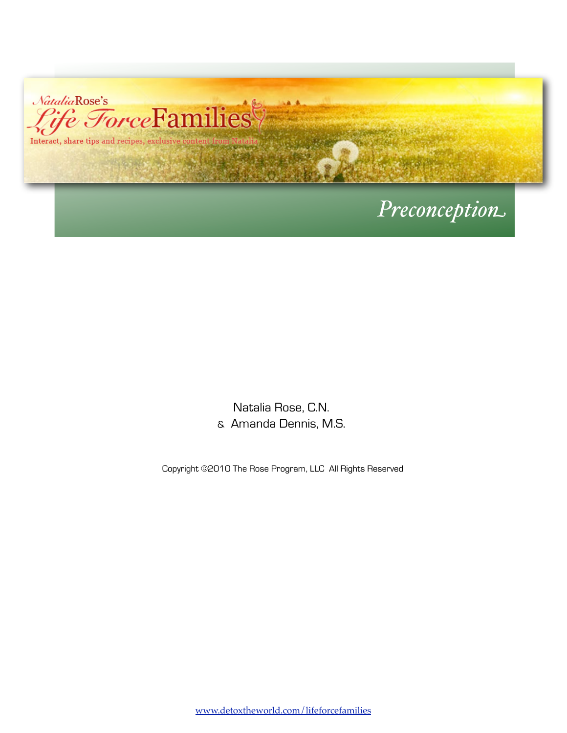Natalia Rose's

# Life Force Families

Interact, share tips and recipes, exclusive content from Natalia

## *Preconception*

Natalia Rose, C.N.
& Amanda Dennis, M.S.

Copyright ©2010 The Rose Program, LLC All Rights Reserved

www.detoxtheworld.com/lifeforcefamilies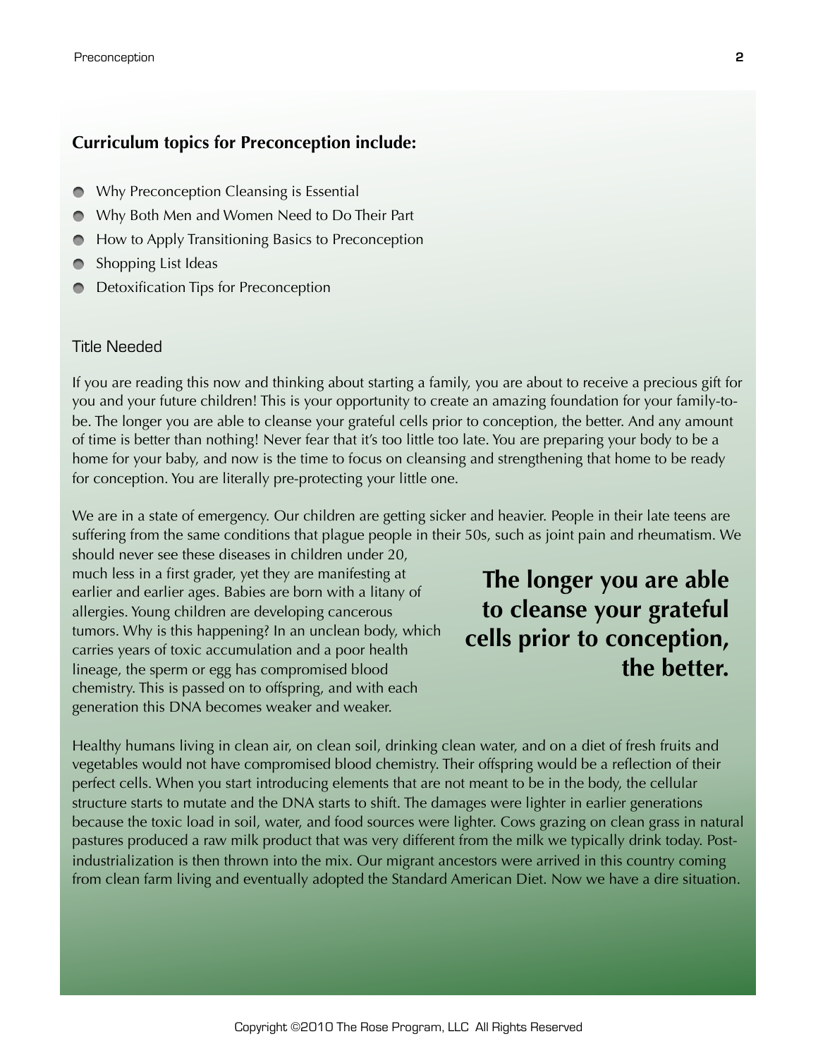## Curriculum topics for Preconception include:

- Why Preconception Cleansing is Essential
- Why Both Men and Women Need to Do Their Part
- How to Apply Transitioning Basics to Preconception
- Shopping List Ideas
- Detoxification Tips for Preconception

### Title Needed

If you are reading this now and thinking about starting a family, you are about to receive a precious gift for you and your future children! This is your opportunity to create an amazing foundation for your family-to-be. The longer you are able to cleanse your grateful cells prior to conception, the better. And any amount of time is better than nothing! Never fear that it's too little too late. You are preparing your body to be a home for your baby, and now is the time to focus on cleansing and strengthening that home to be ready for conception. You are literally pre-protecting your little one.

We are in a state of emergency. Our children are getting sicker and heavier. People in their late teens are suffering from the same conditions that plague people in their 50s, such as joint pain and rheumatism. We should never see these diseases in children under 20, much less in a first grader, yet they are manifesting at earlier and earlier ages. Babies are born with a litany of allergies. Young children are developing cancerous tumors. Why is this happening? In an unclean body, which carries years of toxic accumulation and a poor health lineage, the sperm or egg has compromised blood chemistry. This is passed on to offspring, and with each generation this DNA becomes weaker and weaker.

**The longer you are able to cleanse your grateful cells prior to conception, the better.**

Healthy humans living in clean air, on clean soil, drinking clean water, and on a diet of fresh fruits and vegetables would not have compromised blood chemistry. Their offspring would be a reflection of their perfect cells. When you start introducing elements that are not meant to be in the body, the cellular structure starts to mutate and the DNA starts to shift. The damages were lighter in earlier generations because the toxic load in soil, water, and food sources were lighter. Cows grazing on clean grass in natural pastures produced a raw milk product that was very different from the milk we typically drink today. Post-industrialization is then thrown into the mix. Our migrant ancestors were arrived in this country coming from clean farm living and eventually adopted the Standard American Diet. Now we have a dire situation.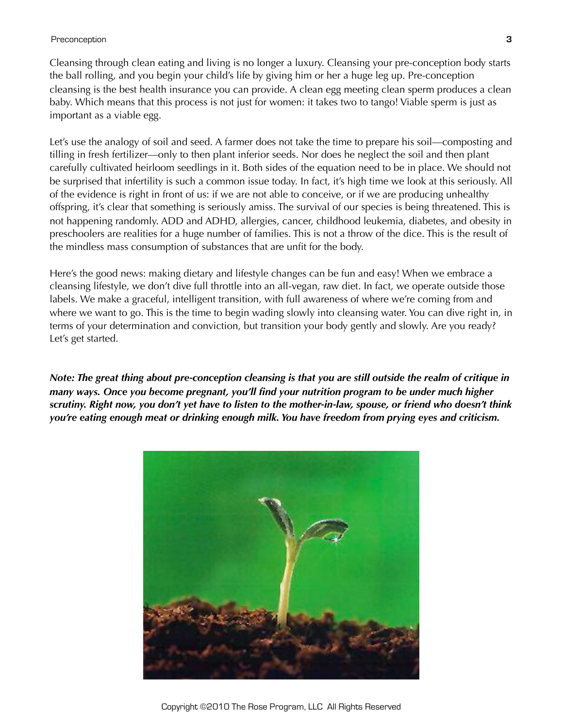Cleansing through clean eating and living is no longer a luxury. Cleansing your pre-conception body starts the ball rolling, and you begin your child's life by giving him or her a huge leg up. Pre-conception cleansing is the best health insurance you can provide. A clean egg meeting clean sperm produces a clean baby. Which means that this process is not just for women: it takes two to tango! Viable sperm is just as important as a viable egg.

Let's use the analogy of soil and seed. A farmer does not take the time to prepare his soil—composting and tilling in fresh fertilizer—only to then plant inferior seeds. Nor does he neglect the soil and then plant carefully cultivated heirloom seedlings in it. Both sides of the equation need to be in place. We should not be surprised that infertility is such a common issue today. In fact, it's high time we look at this seriously. All of the evidence is right in front of us: if we are not able to conceive, or if we are producing unhealthy offspring, it's clear that something is seriously amiss. The survival of our species is being threatened. This is not happening randomly. ADD and ADHD, allergies, cancer, childhood leukemia, diabetes, and obesity in preschoolers are realities for a huge number of families. This is not a throw of the dice. This is the result of the mindless mass consumption of substances that are unfit for the body.

Here's the good news: making dietary and lifestyle changes can be fun and easy! When we embrace a cleansing lifestyle, we don't dive full throttle into an all-vegan, raw diet. In fact, we operate outside those labels. We make a graceful, intelligent transition, with full awareness of where we're coming from and where we want to go. This is the time to begin wading slowly into cleansing water. You can dive right in, in terms of your determination and conviction, but transition your body gently and slowly. Are you ready? Let's get started.

***Note: The great thing about pre-conception cleansing is that you are still outside the realm of critique in many ways. Once you become pregnant, you'll find your nutrition program to be under much higher scrutiny. Right now, you don't yet have to listen to the mother-in-law, spouse, or friend who doesn't think you're eating enough meat or drinking enough milk. You have freedom from prying eyes and criticism.***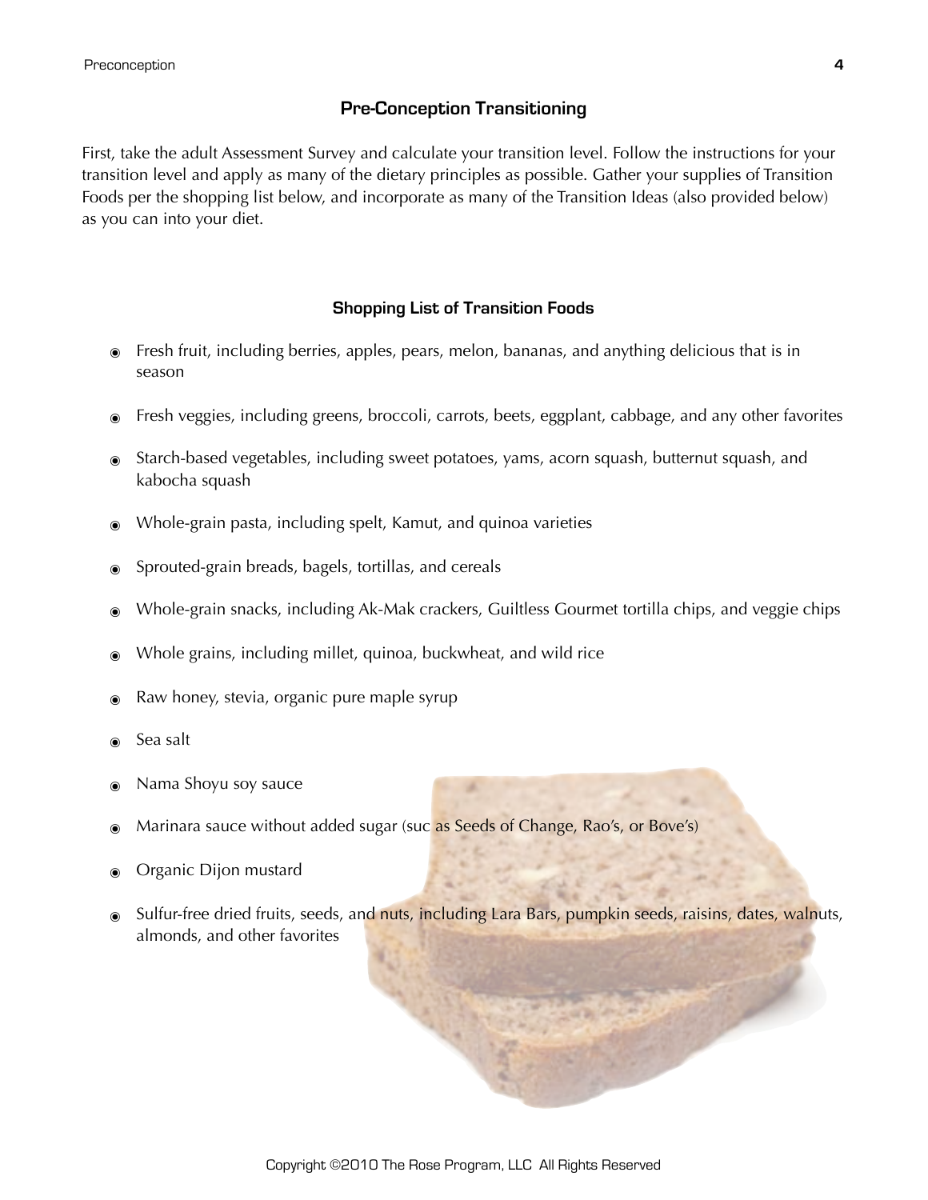## Pre-Conception Transitioning

First, take the adult Assessment Survey and calculate your transition level. Follow the instructions for your transition level and apply as many of the dietary principles as possible. Gather your supplies of Transition Foods per the shopping list below, and incorporate as many of the Transition Ideas (also provided below) as you can into your diet.

### Shopping List of Transition Foods

- Fresh fruit, including berries, apples, pears, melon, bananas, and anything delicious that is in season
- Fresh veggies, including greens, broccoli, carrots, beets, eggplant, cabbage, and any other favorites
- Starch-based vegetables, including sweet potatoes, yams, acorn squash, butternut squash, and kabocha squash
- Whole-grain pasta, including spelt, Kamut, and quinoa varieties
- Sprouted-grain breads, bagels, tortillas, and cereals
- Whole-grain snacks, including Ak-Mak crackers, Guiltless Gourmet tortilla chips, and veggie chips
- Whole grains, including millet, quinoa, buckwheat, and wild rice
- Raw honey, stevia, organic pure maple syrup
- Sea salt
- Nama Shoyu soy sauce
- Marinara sauce without added sugar (suc as Seeds of Change, Rao's, or Bove's)
- Organic Dijon mustard
- Sulfur-free dried fruits, seeds, and nuts, including Lara Bars, pumpkin seeds, raisins, dates, walnuts, almonds, and other favorites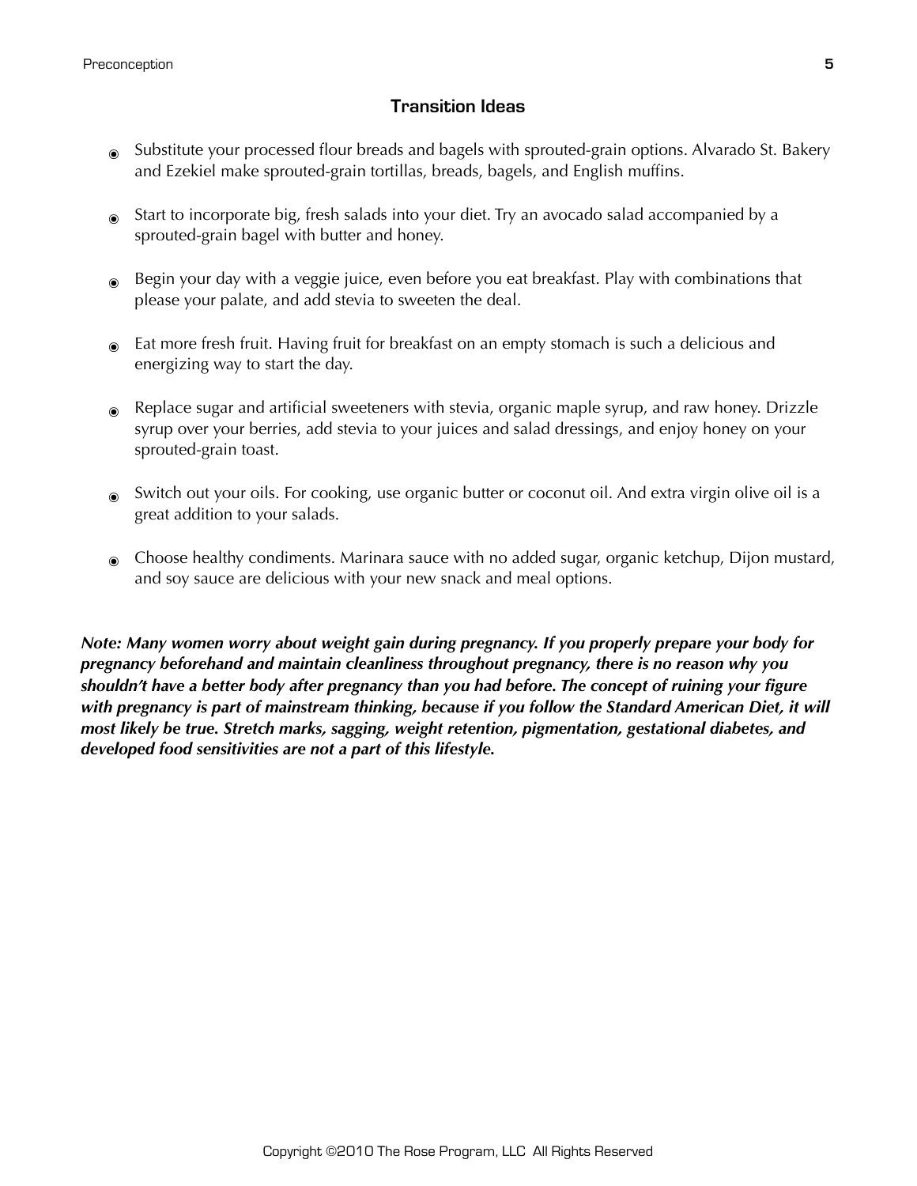## Transition Ideas

- Substitute your processed flour breads and bagels with sprouted-grain options. Alvarado St. Bakery and Ezekiel make sprouted-grain tortillas, breads, bagels, and English muffins.

- Start to incorporate big, fresh salads into your diet. Try an avocado salad accompanied by a sprouted-grain bagel with butter and honey.

- Begin your day with a veggie juice, even before you eat breakfast. Play with combinations that please your palate, and add stevia to sweeten the deal.

- Eat more fresh fruit. Having fruit for breakfast on an empty stomach is such a delicious and energizing way to start the day.

- Replace sugar and artificial sweeteners with stevia, organic maple syrup, and raw honey. Drizzle syrup over your berries, add stevia to your juices and salad dressings, and enjoy honey on your sprouted-grain toast.

- Switch out your oils. For cooking, use organic butter or coconut oil. And extra virgin olive oil is a great addition to your salads.

- Choose healthy condiments. Marinara sauce with no added sugar, organic ketchup, Dijon mustard, and soy sauce are delicious with your new snack and meal options.

***Note: Many women worry about weight gain during pregnancy. If you properly prepare your body for pregnancy beforehand and maintain cleanliness throughout pregnancy, there is no reason why you shouldn't have a better body after pregnancy than you had before. The concept of ruining your figure with pregnancy is part of mainstream thinking, because if you follow the Standard American Diet, it will most likely be true. Stretch marks, sagging, weight retention, pigmentation, gestational diabetes, and developed food sensitivities are not a part of this lifestyle.***

Copyright ©2010 The Rose Program, LLC All Rights Reserved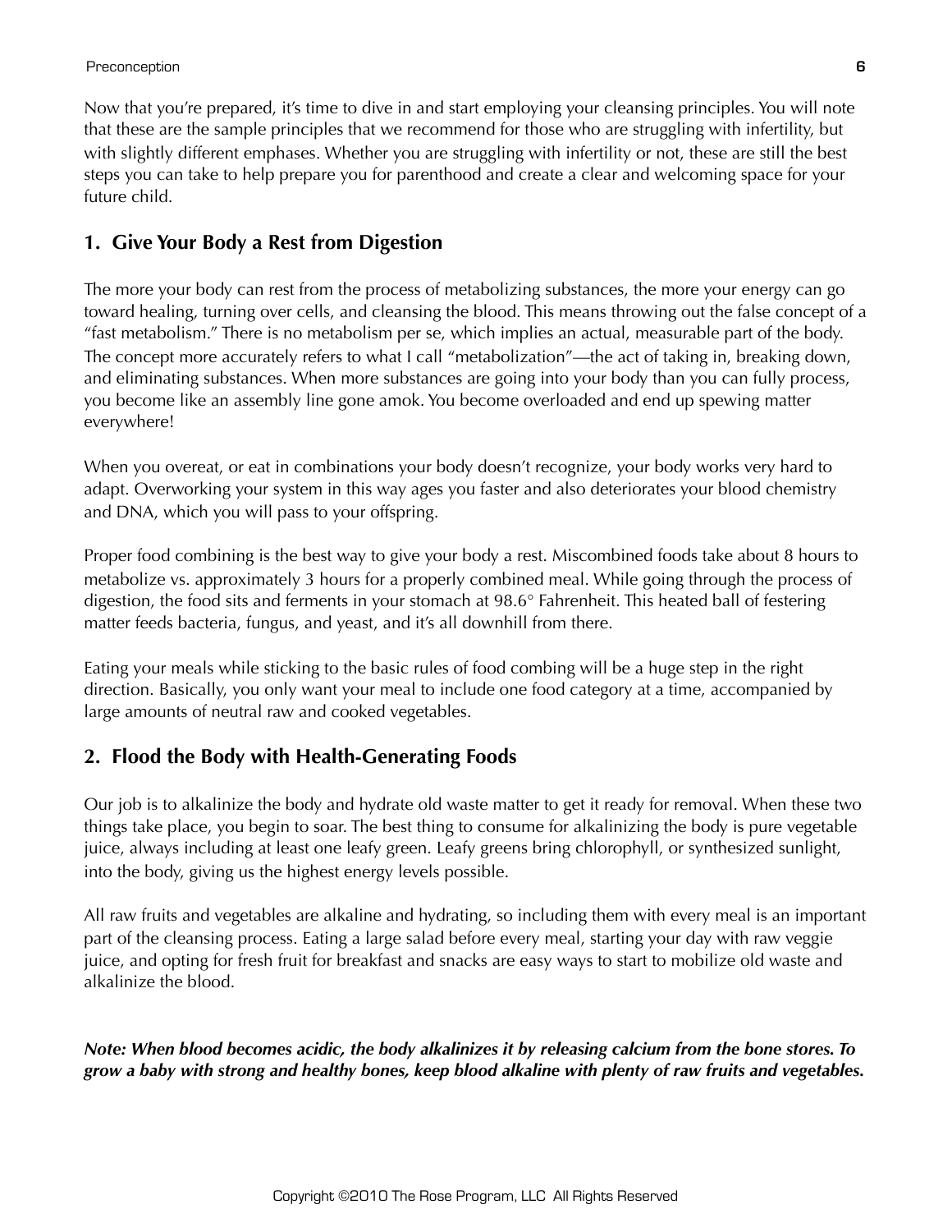Now that you're prepared, it's time to dive in and start employing your cleansing principles. You will note that these are the sample principles that we recommend for those who are struggling with infertility, but with slightly different emphases. Whether you are struggling with infertility or not, these are still the best steps you can take to help prepare you for parenthood and create a clear and welcoming space for your future child.

## 1. Give Your Body a Rest from Digestion

The more your body can rest from the process of metabolizing substances, the more your energy can go toward healing, turning over cells, and cleansing the blood. This means throwing out the false concept of a "fast metabolism." There is no metabolism per se, which implies an actual, measurable part of the body. The concept more accurately refers to what I call "metabolization"—the act of taking in, breaking down, and eliminating substances. When more substances are going into your body than you can fully process, you become like an assembly line gone amok. You become overloaded and end up spewing matter everywhere!

When you overeat, or eat in combinations your body doesn't recognize, your body works very hard to adapt. Overworking your system in this way ages you faster and also deteriorates your blood chemistry and DNA, which you will pass to your offspring.

Proper food combining is the best way to give your body a rest. Miscombined foods take about 8 hours to metabolize vs. approximately 3 hours for a properly combined meal. While going through the process of digestion, the food sits and ferments in your stomach at 98.6° Fahrenheit. This heated ball of festering matter feeds bacteria, fungus, and yeast, and it's all downhill from there.

Eating your meals while sticking to the basic rules of food combing will be a huge step in the right direction. Basically, you only want your meal to include one food category at a time, accompanied by large amounts of neutral raw and cooked vegetables.

## 2. Flood the Body with Health-Generating Foods

Our job is to alkalinize the body and hydrate old waste matter to get it ready for removal. When these two things take place, you begin to soar. The best thing to consume for alkalinizing the body is pure vegetable juice, always including at least one leafy green. Leafy greens bring chlorophyll, or synthesized sunlight, into the body, giving us the highest energy levels possible.

All raw fruits and vegetables are alkaline and hydrating, so including them with every meal is an important part of the cleansing process. Eating a large salad before every meal, starting your day with raw veggie juice, and opting for fresh fruit for breakfast and snacks are easy ways to start to mobilize old waste and alkalinize the blood.

***Note: When blood becomes acidic, the body alkalinizes it by releasing calcium from the bone stores. To grow a baby with strong and healthy bones, keep blood alkaline with plenty of raw fruits and vegetables.***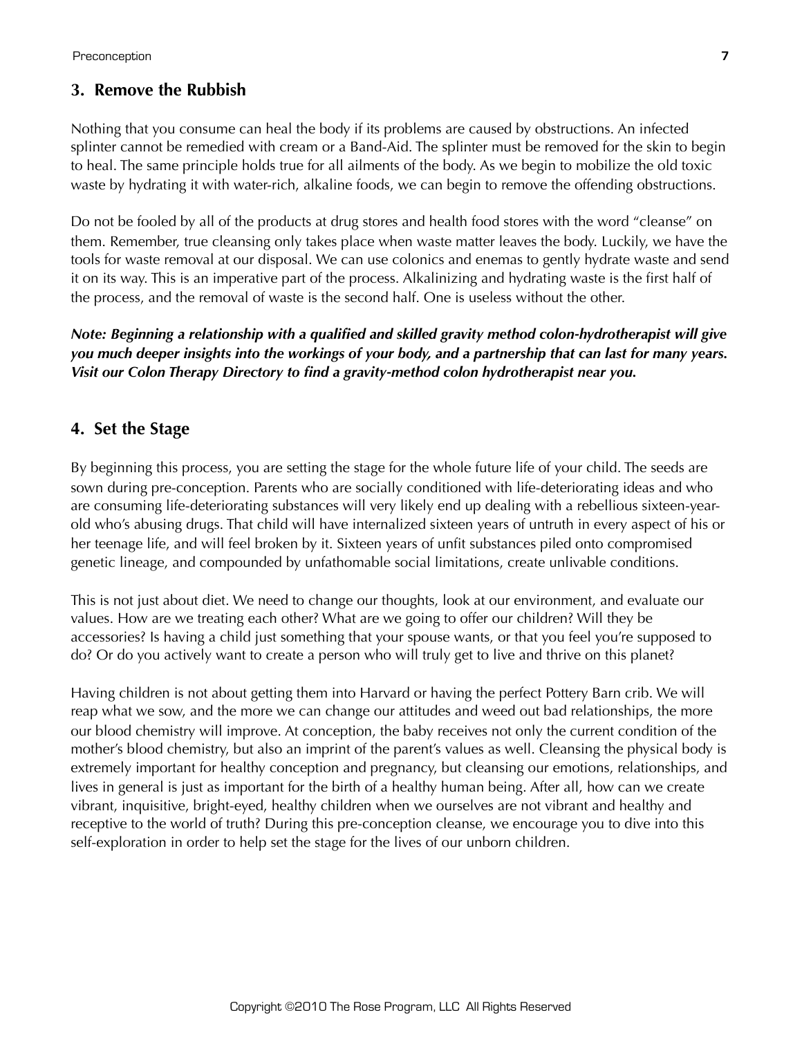## 3. Remove the Rubbish

Nothing that you consume can heal the body if its problems are caused by obstructions. An infected splinter cannot be remedied with cream or a Band-Aid. The splinter must be removed for the skin to begin to heal. The same principle holds true for all ailments of the body. As we begin to mobilize the old toxic waste by hydrating it with water-rich, alkaline foods, we can begin to remove the offending obstructions.

Do not be fooled by all of the products at drug stores and health food stores with the word "cleanse" on them. Remember, true cleansing only takes place when waste matter leaves the body. Luckily, we have the tools for waste removal at our disposal. We can use colonics and enemas to gently hydrate waste and send it on its way. This is an imperative part of the process. Alkalinizing and hydrating waste is the first half of the process, and the removal of waste is the second half. One is useless without the other.

***Note: Beginning a relationship with a qualified and skilled gravity method colon-hydrotherapist will give you much deeper insights into the workings of your body, and a partnership that can last for many years. Visit our Colon Therapy Directory to find a gravity-method colon hydrotherapist near you.***

## 4. Set the Stage

By beginning this process, you are setting the stage for the whole future life of your child. The seeds are sown during pre-conception. Parents who are socially conditioned with life-deteriorating ideas and who are consuming life-deteriorating substances will very likely end up dealing with a rebellious sixteen-year-old who's abusing drugs. That child will have internalized sixteen years of untruth in every aspect of his or her teenage life, and will feel broken by it. Sixteen years of unfit substances piled onto compromised genetic lineage, and compounded by unfathomable social limitations, create unlivable conditions.

This is not just about diet. We need to change our thoughts, look at our environment, and evaluate our values. How are we treating each other? What are we going to offer our children? Will they be accessories? Is having a child just something that your spouse wants, or that you feel you're supposed to do? Or do you actively want to create a person who will truly get to live and thrive on this planet?

Having children is not about getting them into Harvard or having the perfect Pottery Barn crib. We will reap what we sow, and the more we can change our attitudes and weed out bad relationships, the more our blood chemistry will improve. At conception, the baby receives not only the current condition of the mother's blood chemistry, but also an imprint of the parent's values as well. Cleansing the physical body is extremely important for healthy conception and pregnancy, but cleansing our emotions, relationships, and lives in general is just as important for the birth of a healthy human being. After all, how can we create vibrant, inquisitive, bright-eyed, healthy children when we ourselves are not vibrant and healthy and receptive to the world of truth? During this pre-conception cleanse, we encourage you to dive into this self-exploration in order to help set the stage for the lives of our unborn children.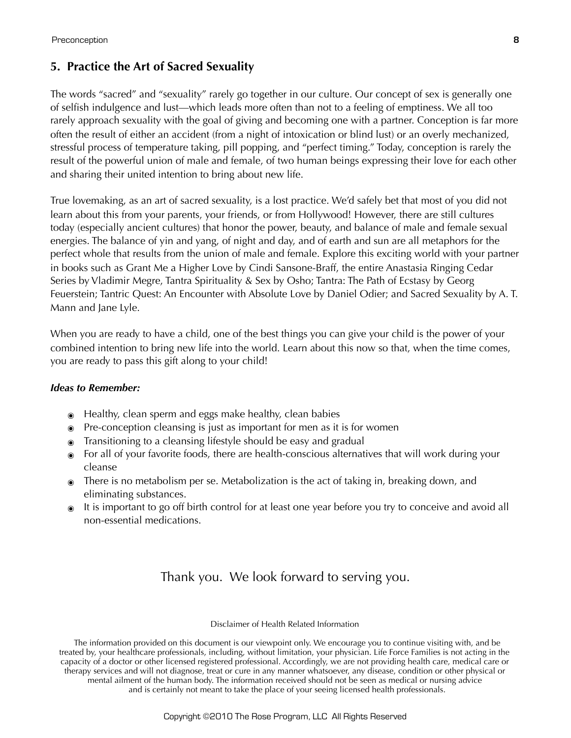## 5. Practice the Art of Sacred Sexuality

The words "sacred" and "sexuality" rarely go together in our culture. Our concept of sex is generally one of selfish indulgence and lust—which leads more often than not to a feeling of emptiness. We all too rarely approach sexuality with the goal of giving and becoming one with a partner. Conception is far more often the result of either an accident (from a night of intoxication or blind lust) or an overly mechanized, stressful process of temperature taking, pill popping, and "perfect timing." Today, conception is rarely the result of the powerful union of male and female, of two human beings expressing their love for each other and sharing their united intention to bring about new life.

True lovemaking, as an art of sacred sexuality, is a lost practice. We'd safely bet that most of you did not learn about this from your parents, your friends, or from Hollywood! However, there are still cultures today (especially ancient cultures) that honor the power, beauty, and balance of male and female sexual energies. The balance of yin and yang, of night and day, and of earth and sun are all metaphors for the perfect whole that results from the union of male and female. Explore this exciting world with your partner in books such as Grant Me a Higher Love by Cindi Sansone-Braff, the entire Anastasia Ringing Cedar Series by Vladimir Megre, Tantra Spirituality & Sex by Osho; Tantra: The Path of Ecstasy by Georg Feuerstein; Tantric Quest: An Encounter with Absolute Love by Daniel Odier; and Sacred Sexuality by A. T. Mann and Jane Lyle.

When you are ready to have a child, one of the best things you can give your child is the power of your combined intention to bring new life into the world. Learn about this now so that, when the time comes, you are ready to pass this gift along to your child!

***Ideas to Remember:***

- Healthy, clean sperm and eggs make healthy, clean babies
- Pre-conception cleansing is just as important for men as it is for women
- Transitioning to a cleansing lifestyle should be easy and gradual
- For all of your favorite foods, there are health-conscious alternatives that will work during your cleanse
- There is no metabolism per se. Metabolization is the act of taking in, breaking down, and eliminating substances.
- It is important to go off birth control for at least one year before you try to conceive and avoid all non-essential medications.

Thank you. We look forward to serving you.

Disclaimer of Health Related Information

The information provided on this document is our viewpoint only. We encourage you to continue visiting with, and be treated by, your healthcare professionals, including, without limitation, your physician. Life Force Families is not acting in the capacity of a doctor or other licensed registered professional. Accordingly, we are not providing health care, medical care or therapy services and will not diagnose, treat or cure in any manner whatsoever, any disease, condition or other physical or mental ailment of the human body. The information received should not be seen as medical or nursing advice and is certainly not meant to take the place of your seeing licensed health professionals.

Copyright ©2010 The Rose Program, LLC All Rights Reserved